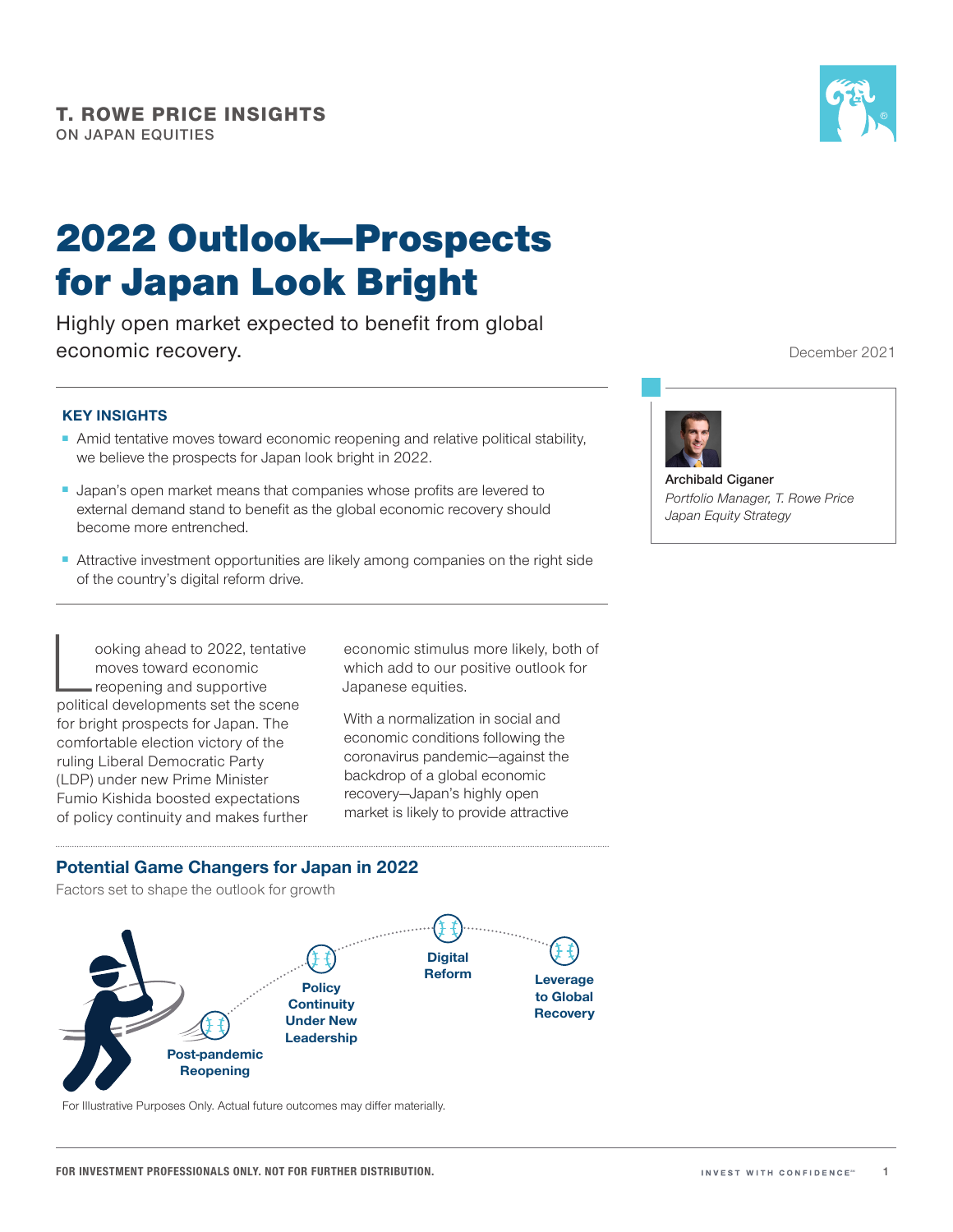**T. ROWE PRICE INSIGHTS**
ON JAPAN EQUITIES

# 2022 Outlook—Prospects for Japan Look Bright

Highly open market expected to benefit from global economic recovery.

December 2021

**Archibald Ciganer**
*Portfolio Manager, T. Rowe Price Japan Equity Strategy*

### KEY INSIGHTS

- Amid tentative moves toward economic reopening and relative political stability, we believe the prospects for Japan look bright in 2022.
- Japan's open market means that companies whose profits are levered to external demand stand to benefit as the global economic recovery should become more entrenched.
- Attractive investment opportunities are likely among companies on the right side of the country's digital reform drive.

Looking ahead to 2022, tentative moves toward economic reopening and supportive political developments set the scene for bright prospects for Japan. The comfortable election victory of the ruling Liberal Democratic Party (LDP) under new Prime Minister Fumio Kishida boosted expectations of policy continuity and makes further economic stimulus more likely, both of which add to our positive outlook for Japanese equities.

With a normalization in social and economic conditions following the coronavirus pandemic—against the backdrop of a global economic recovery—Japan's highly open market is likely to provide attractive

### Potential Game Changers for Japan in 2022

Factors set to shape the outlook for growth

- Post-pandemic Reopening
- Policy Continuity Under New Leadership
- Digital Reform
- Leverage to Global Recovery

For Illustrative Purposes Only. Actual future outcomes may differ materially.

FOR INVESTMENT PROFESSIONALS ONLY. NOT FOR FURTHER DISTRIBUTION.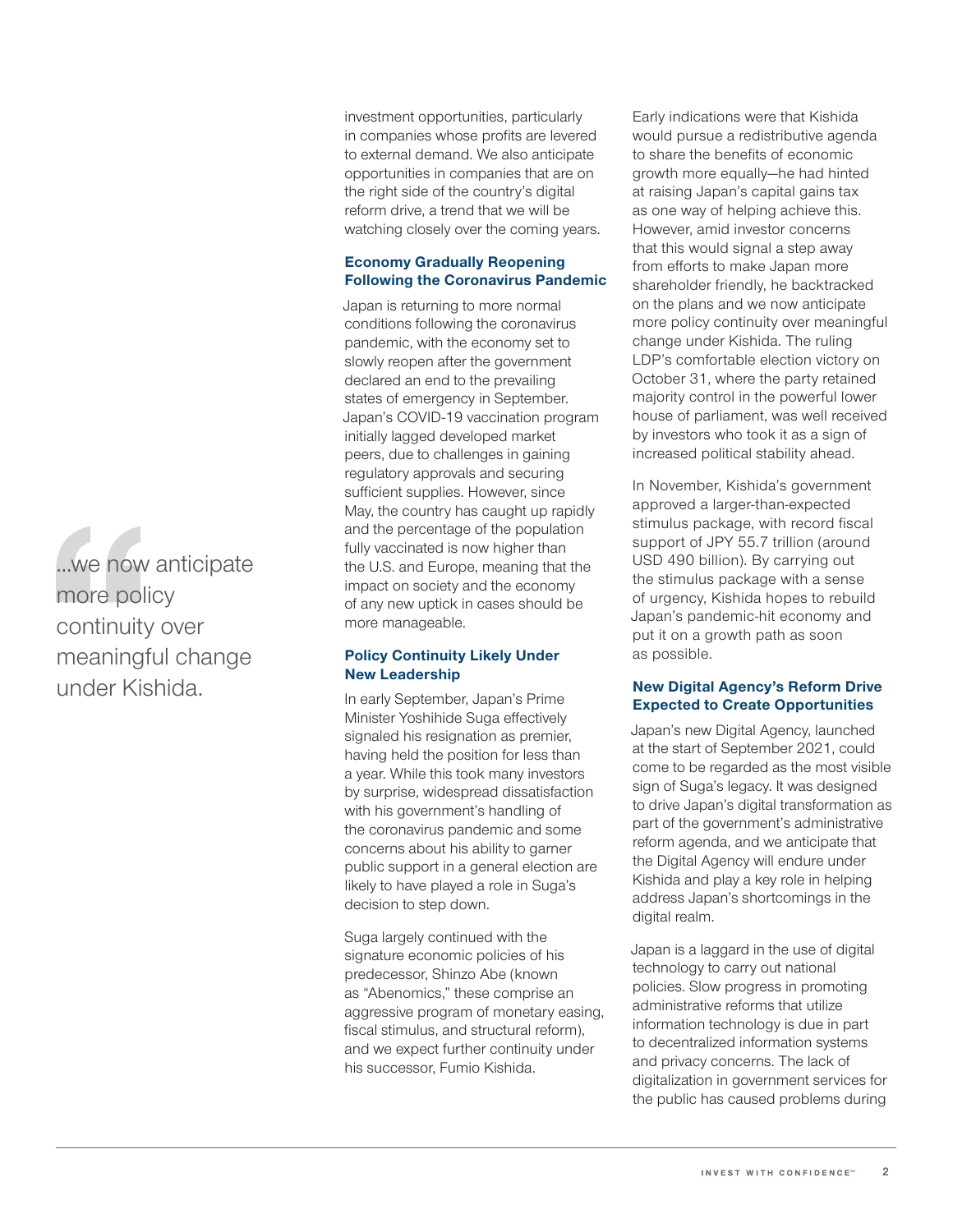investment opportunities, particularly in companies whose profits are levered to external demand. We also anticipate opportunities in companies that are on the right side of the country's digital reform drive, a trend that we will be watching closely over the coming years.

### Economy Gradually Reopening Following the Coronavirus Pandemic

Japan is returning to more normal conditions following the coronavirus pandemic, with the economy set to slowly reopen after the government declared an end to the prevailing states of emergency in September. Japan's COVID-19 vaccination program initially lagged developed market peers, due to challenges in gaining regulatory approvals and securing sufficient supplies. However, since May, the country has caught up rapidly and the percentage of the population fully vaccinated is now higher than the U.S. and Europe, meaning that the impact on society and the economy of any new uptick in cases should be more manageable.

### Policy Continuity Likely Under New Leadership

In early September, Japan's Prime Minister Yoshihide Suga effectively signaled his resignation as premier, having held the position for less than a year. While this took many investors by surprise, widespread dissatisfaction with his government's handling of the coronavirus pandemic and some concerns about his ability to garner public support in a general election are likely to have played a role in Suga's decision to step down.

Suga largely continued with the signature economic policies of his predecessor, Shinzo Abe (known as "Abenomics," these comprise an aggressive program of monetary easing, fiscal stimulus, and structural reform), and we expect further continuity under his successor, Fumio Kishida.

Early indications were that Kishida would pursue a redistributive agenda to share the benefits of economic growth more equally—he had hinted at raising Japan's capital gains tax as one way of helping achieve this. However, amid investor concerns that this would signal a step away from efforts to make Japan more shareholder friendly, he backtracked on the plans and we now anticipate more policy continuity over meaningful change under Kishida. The ruling LDP's comfortable election victory on October 31, where the party retained majority control in the powerful lower house of parliament, was well received by investors who took it as a sign of increased political stability ahead.

> ...we now anticipate more policy continuity over meaningful change under Kishida.

In November, Kishida's government approved a larger-than-expected stimulus package, with record fiscal support of JPY 55.7 trillion (around USD 490 billion). By carrying out the stimulus package with a sense of urgency, Kishida hopes to rebuild Japan's pandemic-hit economy and put it on a growth path as soon as possible.

### New Digital Agency's Reform Drive Expected to Create Opportunities

Japan's new Digital Agency, launched at the start of September 2021, could come to be regarded as the most visible sign of Suga's legacy. It was designed to drive Japan's digital transformation as part of the government's administrative reform agenda, and we anticipate that the Digital Agency will endure under Kishida and play a key role in helping address Japan's shortcomings in the digital realm.

Japan is a laggard in the use of digital technology to carry out national policies. Slow progress in promoting administrative reforms that utilize information technology is due in part to decentralized information systems and privacy concerns. The lack of digitalization in government services for the public has caused problems during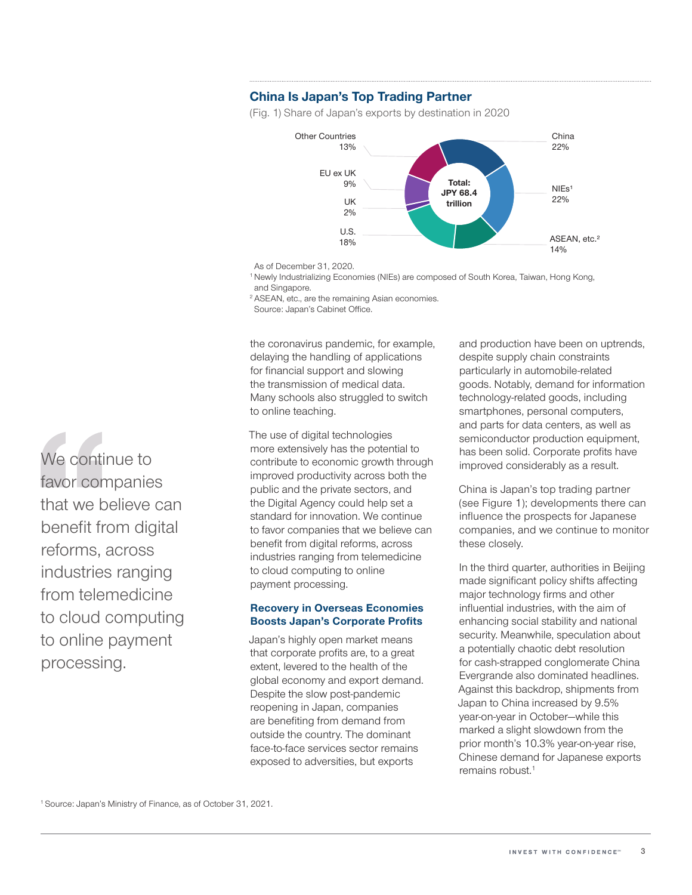## China Is Japan's Top Trading Partner

(Fig. 1) Share of Japan's exports by destination in 2020

| Destination | Share |
|---|---|
| China | 22% |
| NIEs[1] | 22% |
| ASEAN, etc.[2] | 14% |
| U.S. | 18% |
| UK | 2% |
| EU ex UK | 9% |
| Other Countries | 13% |

Total: JPY 68.4 trillion

As of December 31, 2020.

[1] Newly Industrializing Economies (NIEs) are composed of South Korea, Taiwan, Hong Kong, and Singapore.

[2] ASEAN, etc., are the remaining Asian economies.

Source: Japan's Cabinet Office.

the coronavirus pandemic, for example, delaying the handling of applications for financial support and slowing the transmission of medical data. Many schools also struggled to switch to online teaching.

The use of digital technologies more extensively has the potential to contribute to economic growth through improved productivity across both the public and the private sectors, and the Digital Agency could help set a standard for innovation. We continue to favor companies that we believe can benefit from digital reforms, across industries ranging from telemedicine to cloud computing to online payment processing.

> We continue to favor companies that we believe can benefit from digital reforms, across industries ranging from telemedicine to cloud computing to online payment processing.

### Recovery in Overseas Economies Boosts Japan's Corporate Profits

Japan's highly open market means that corporate profits are, to a great extent, levered to the health of the global economy and export demand. Despite the slow post-pandemic reopening in Japan, companies are benefiting from demand from outside the country. The dominant face-to-face services sector remains exposed to adversities, but exports and production have been on uptrends, despite supply chain constraints particularly in automobile-related goods. Notably, demand for information technology-related goods, including smartphones, personal computers, and parts for data centers, as well as semiconductor production equipment, has been solid. Corporate profits have improved considerably as a result.

China is Japan's top trading partner (see Figure 1); developments there can influence the prospects for Japanese companies, and we continue to monitor these closely.

In the third quarter, authorities in Beijing made significant policy shifts affecting major technology firms and other influential industries, with the aim of enhancing social stability and national security. Meanwhile, speculation about a potentially chaotic debt resolution for cash-strapped conglomerate China Evergrande also dominated headlines. Against this backdrop, shipments from Japan to China increased by 9.5% year-on-year in October—while this marked a slight slowdown from the prior month's 10.3% year-on-year rise, Chinese demand for Japanese exports remains robust.[1]

[1] Source: Japan's Ministry of Finance, as of October 31, 2021.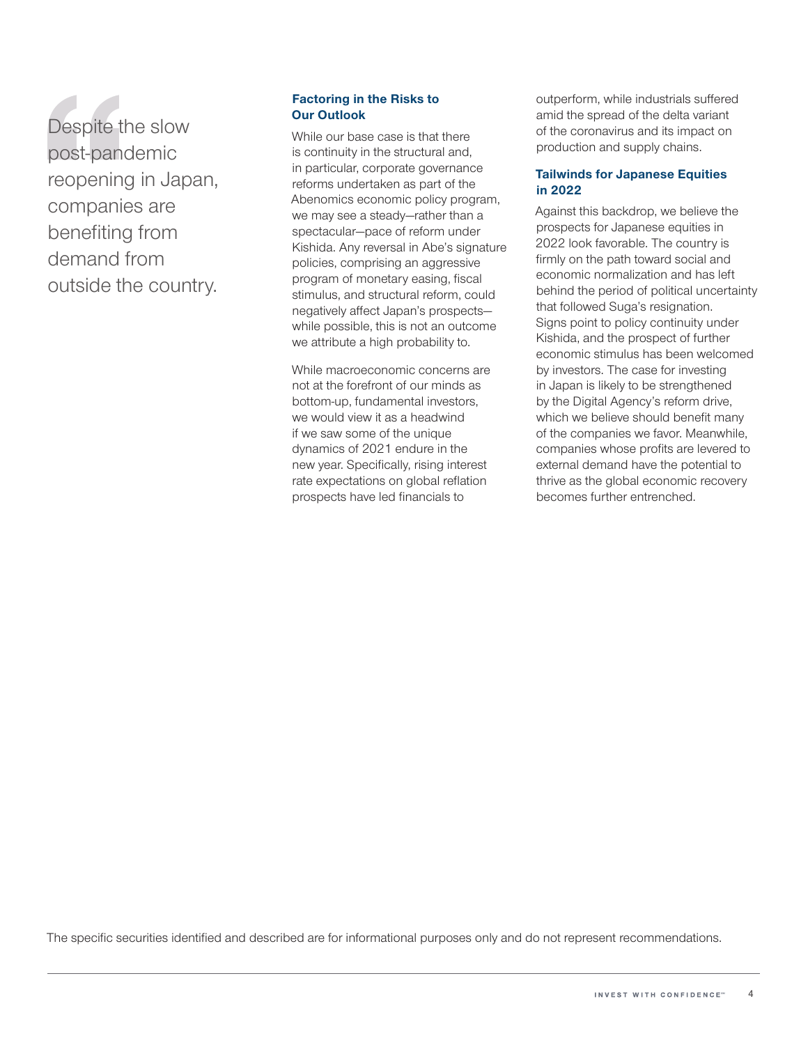> Despite the slow post-pandemic reopening in Japan, companies are benefiting from demand from outside the country.

### Factoring in the Risks to Our Outlook

While our base case is that there is continuity in the structural and, in particular, corporate governance reforms undertaken as part of the Abenomics economic policy program, we may see a steady—rather than a spectacular—pace of reform under Kishida. Any reversal in Abe's signature policies, comprising an aggressive program of monetary easing, fiscal stimulus, and structural reform, could negatively affect Japan's prospects—while possible, this is not an outcome we attribute a high probability to.

While macroeconomic concerns are not at the forefront of our minds as bottom-up, fundamental investors, we would view it as a headwind if we saw some of the unique dynamics of 2021 endure in the new year. Specifically, rising interest rate expectations on global reflation prospects have led financials to outperform, while industrials suffered amid the spread of the delta variant of the coronavirus and its impact on production and supply chains.

### Tailwinds for Japanese Equities in 2022

Against this backdrop, we believe the prospects for Japanese equities in 2022 look favorable. The country is firmly on the path toward social and economic normalization and has left behind the period of political uncertainty that followed Suga's resignation. Signs point to policy continuity under Kishida, and the prospect of further economic stimulus has been welcomed by investors. The case for investing in Japan is likely to be strengthened by the Digital Agency's reform drive, which we believe should benefit many of the companies we favor. Meanwhile, companies whose profits are levered to external demand have the potential to thrive as the global economic recovery becomes further entrenched.

The specific securities identified and described are for informational purposes only and do not represent recommendations.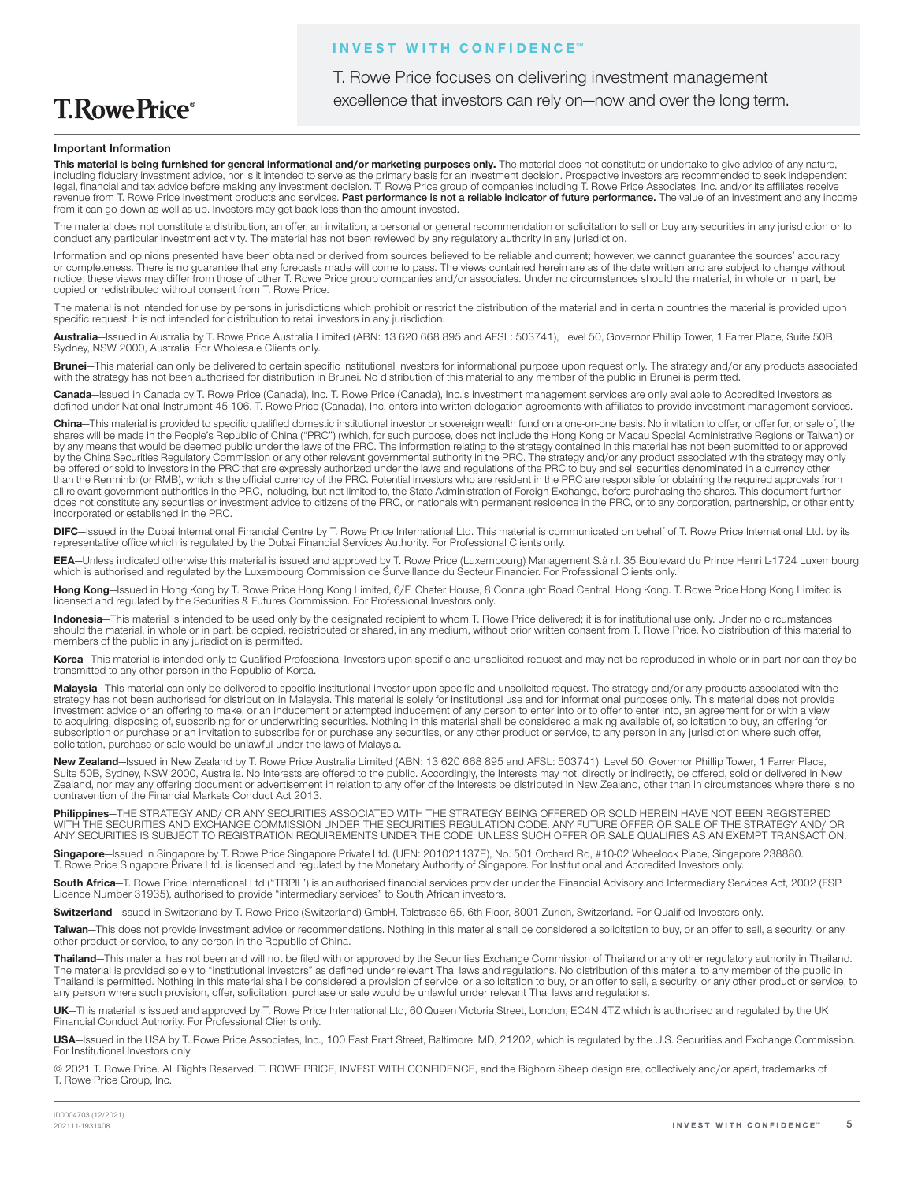**INVEST WITH CONFIDENCE℠**

T. Rowe Price focuses on delivering investment management excellence that investors can rely on—now and over the long term.

T.RowePrice®

### Important Information

**This material is being furnished for general informational and/or marketing purposes only.** The material does not constitute or undertake to give advice of any nature, including fiduciary investment advice, nor is it intended to serve as the primary basis for an investment decision. Prospective investors are recommended to seek independent legal, financial and tax advice before making any investment decision. T. Rowe Price group of companies including T. Rowe Price Associates, Inc. and/or its affiliates receive revenue from T. Rowe Price investment products and services. **Past performance is not a reliable indicator of future performance.** The value of an investment and any income from it can go down as well as up. Investors may get back less than the amount invested.

The material does not constitute a distribution, an offer, an invitation, a personal or general recommendation or solicitation to sell or buy any securities in any jurisdiction or to conduct any particular investment activity. The material has not been reviewed by any regulatory authority in any jurisdiction.

Information and opinions presented have been obtained or derived from sources believed to be reliable and current; however, we cannot guarantee the sources' accuracy or completeness. There is no guarantee that any forecasts made will come to pass. The views contained herein are as of the date written and are subject to change without notice; these views may differ from those of other T. Rowe Price group companies and/or associates. Under no circumstances should the material, in whole or in part, be copied or redistributed without consent from T. Rowe Price.

The material is not intended for use by persons in jurisdictions which prohibit or restrict the distribution of the material and in certain countries the material is provided upon specific request. It is not intended for distribution to retail investors in any jurisdiction.

**Australia**—Issued in Australia by T. Rowe Price Australia Limited (ABN: 13 620 668 895 and AFSL: 503741), Level 50, Governor Phillip Tower, 1 Farrer Place, Suite 50B, Sydney, NSW 2000, Australia. For Wholesale Clients only.

**Brunei**—This material can only be delivered to certain specific institutional investors for informational purpose upon request only. The strategy and/or any products associated with the strategy has not been authorised for distribution in Brunei. No distribution of this material to any member of the public in Brunei is permitted.

**Canada**—Issued in Canada by T. Rowe Price (Canada), Inc. T. Rowe Price (Canada), Inc.'s investment management services are only available to Accredited Investors as defined under National Instrument 45-106. T. Rowe Price (Canada), Inc. enters into written delegation agreements with affiliates to provide investment management services.

**China**—This material is provided to specific qualified domestic institutional investor or sovereign wealth fund on a one-on-one basis. No invitation to offer, or offer for, or sale of, the shares will be made in the People's Republic of China ("PRC") (which, for such purpose, does not include the Hong Kong or Macau Special Administrative Regions or Taiwan) or by any means that would be deemed public under the laws of the PRC. The information relating to the strategy contained in this material has not been submitted to or approved by the China Securities Regulatory Commission or any other relevant governmental authority in the PRC. The strategy and/or any product associated with the strategy may only be offered or sold to investors in the PRC that are expressly authorized under the laws and regulations of the PRC to buy and sell securities denominated in a currency other than the Renminbi (or RMB), which is the official currency of the PRC. Potential investors who are resident in the PRC are responsible for obtaining the required approvals from all relevant government authorities in the PRC, including, but not limited to, the State Administration of Foreign Exchange, before purchasing the shares. This document further does not constitute any securities or investment advice to citizens of the PRC, or nationals with permanent residence in the PRC, or to any corporation, partnership, or other entity incorporated or established in the PRC.

**DIFC**—Issued in the Dubai International Financial Centre by T. Rowe Price International Ltd. This material is communicated on behalf of T. Rowe Price International Ltd. by its representative office which is regulated by the Dubai Financial Services Authority. For Professional Clients only.

**EEA**—Unless indicated otherwise this material is issued and approved by T. Rowe Price (Luxembourg) Management S.à r.l. 35 Boulevard du Prince Henri L-1724 Luxembourg which is authorised and regulated by the Luxembourg Commission de Surveillance du Secteur Financier. For Professional Clients only.

**Hong Kong**—Issued in Hong Kong by T. Rowe Price Hong Kong Limited, 6/F, Chater House, 8 Connaught Road Central, Hong Kong. T. Rowe Price Hong Kong Limited is licensed and regulated by the Securities & Futures Commission. For Professional Investors only.

**Indonesia**—This material is intended to be used only by the designated recipient to whom T. Rowe Price delivered; it is for institutional use only. Under no circumstances should the material, in whole or in part, be copied, redistributed or shared, in any medium, without prior written consent from T. Rowe Price. No distribution of this material to members of the public in any jurisdiction is permitted.

**Korea**—This material is intended only to Qualified Professional Investors upon specific and unsolicited request and may not be reproduced in whole or in part nor can they be transmitted to any other person in the Republic of Korea.

**Malaysia**—This material can only be delivered to specific institutional investor upon specific and unsolicited request. The strategy and/or any products associated with the strategy has not been authorised for distribution in Malaysia. This material is solely for institutional use and for informational purposes only. This material does not provide investment advice or an offering to make, or an inducement or attempted inducement of any person to enter into or to offer to enter into, an agreement for or with a view to acquiring, disposing of, subscribing for or underwriting securities. Nothing in this material shall be considered a making available of, solicitation to buy, an offering for subscription or purchase or an invitation to subscribe for or purchase any securities, or any other product or service, to any person in any jurisdiction where such offer, solicitation, purchase or sale would be unlawful under the laws of Malaysia.

**New Zealand**—Issued in New Zealand by T. Rowe Price Australia Limited (ABN: 13 620 668 895 and AFSL: 503741), Level 50, Governor Phillip Tower, 1 Farrer Place, Suite 50B, Sydney, NSW 2000, Australia. No Interests are offered to the public. Accordingly, the Interests may not, directly or indirectly, be offered, sold or delivered in New Zealand, nor may any offering document or advertisement in relation to any offer of the Interests be distributed in New Zealand, other than in circumstances where there is no contravention of the Financial Markets Conduct Act 2013.

**Philippines**—THE STRATEGY AND/ OR ANY SECURITIES ASSOCIATED WITH THE STRATEGY BEING OFFERED OR SOLD HEREIN HAVE NOT BEEN REGISTERED WITH THE SECURITIES AND EXCHANGE COMMISSION UNDER THE SECURITIES REGULATION CODE. ANY FUTURE OFFER OR SALE OF THE STRATEGY AND/ OR ANY SECURITIES IS SUBJECT TO REGISTRATION REQUIREMENTS UNDER THE CODE, UNLESS SUCH OFFER OR SALE QUALIFIES AS AN EXEMPT TRANSACTION.

**Singapore**—Issued in Singapore by T. Rowe Price Singapore Private Ltd. (UEN: 201021137E), No. 501 Orchard Rd, #10-02 Wheelock Place, Singapore 238880. T. Rowe Price Singapore Private Ltd. is licensed and regulated by the Monetary Authority of Singapore. For Institutional and Accredited Investors only.

**South Africa**—T. Rowe Price International Ltd ("TRPIL") is an authorised financial services provider under the Financial Advisory and Intermediary Services Act, 2002 (FSP Licence Number 31935), authorised to provide "intermediary services" to South African investors.

**Switzerland**—Issued in Switzerland by T. Rowe Price (Switzerland) GmbH, Talstrasse 65, 6th Floor, 8001 Zurich, Switzerland. For Qualified Investors only.

**Taiwan**—This does not provide investment advice or recommendations. Nothing in this material shall be considered a solicitation to buy, or an offer to sell, a security, or any other product or service, to any person in the Republic of China.

**Thailand**—This material has not been and will not be filed with or approved by the Securities Exchange Commission of Thailand or any other regulatory authority in Thailand. The material is provided solely to "institutional investors" as defined under relevant Thai laws and regulations. No distribution of this material to any member of the public in Thailand is permitted. Nothing in this material shall be considered a provision of service, or a solicitation to buy, or an offer to sell, a security, or any other product or service, to any person where such provision, offer, solicitation, purchase or sale would be unlawful under relevant Thai laws and regulations.

**UK**—This material is issued and approved by T. Rowe Price International Ltd, 60 Queen Victoria Street, London, EC4N 4TZ which is authorised and regulated by the UK Financial Conduct Authority. For Professional Clients only.

**USA**—Issued in the USA by T. Rowe Price Associates, Inc., 100 East Pratt Street, Baltimore, MD, 21202, which is regulated by the U.S. Securities and Exchange Commission. For Institutional Investors only.

© 2021 T. Rowe Price. All Rights Reserved. T. ROWE PRICE, INVEST WITH CONFIDENCE, and the Bighorn Sheep design are, collectively and/or apart, trademarks of T. Rowe Price Group, Inc.

ID0004703 (12/2021)
202111-1931408